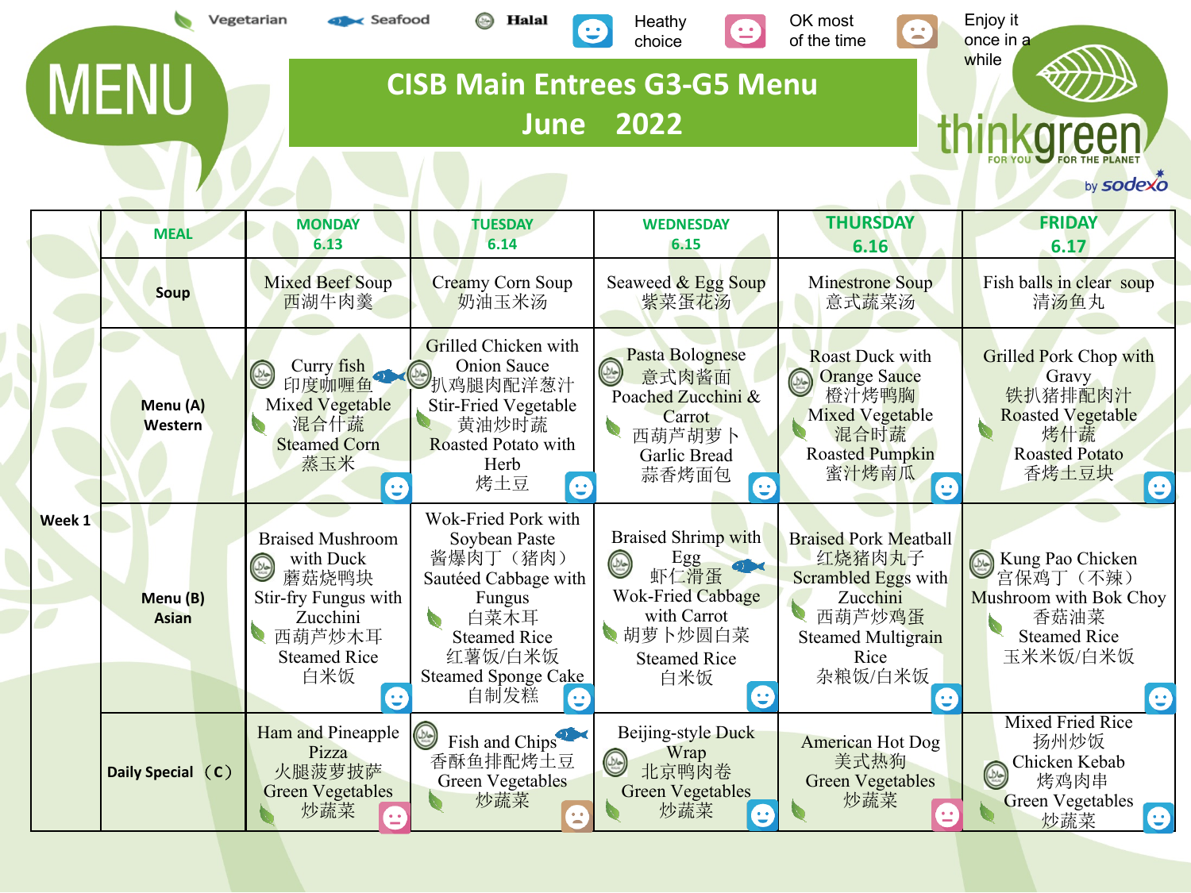Vegetarian | Seafood | Halal | Heathy choice | OK most of the time | Enjoy it once in a while

# MENU

## CISB Main Entrees G3-G5 Menu
## June 2022

thinkgreen FOR YOU FOR THE PLANET by sodexo

| | MEAL | MONDAY 6.13 | TUESDAY 6.14 | WEDNESDAY 6.15 | THURSDAY 6.16 | FRIDAY 6.17 |
|---|---|---|---|---|---|---|
| Week 1 | Soup | Mixed Beef Soup 西湖牛肉羹 | Creamy Corn Soup 奶油玉米汤 | Seaweed & Egg Soup 紫菜蛋花汤 | Minestrone Soup 意式蔬菜汤 | Fish balls in clear soup 清汤鱼丸 |
| | Menu (A) Western | Curry fish 印度咖喱鱼 Mixed Vegetable 混合什蔬 Steamed Corn 蒸玉米 | Grilled Chicken with Onion Sauce 扒鸡腿肉配洋葱汁 Stir-Fried Vegetable 黄油炒时蔬 Roasted Potato with Herb 烤土豆 | Pasta Bolognese 意式肉酱面 Poached Zucchini & Carrot 西葫芦胡萝卜 Garlic Bread 蒜香烤面包 | Roast Duck with Orange Sauce 橙汁烤鸭脯 Mixed Vegetable 混合时蔬 Roasted Pumpkin 蜜汁烤南瓜 | Grilled Pork Chop with Gravy 铁扒猪排配肉汁 Roasted Vegetable 烤什蔬 Roasted Potato 香烤土豆块 |
| | Menu (B) Asian | Braised Mushroom with Duck 蘑菇烧鸭块 Stir-fry Fungus with Zucchini 西葫芦炒木耳 Steamed Rice 白米饭 | Wok-Fried Pork with Soybean Paste 酱爆肉丁（猪肉） Sautéed Cabbage with Fungus 白菜木耳 Steamed Rice 红薯饭/白米饭 Steamed Sponge Cake 自制发糕 | Braised Shrimp with Egg 虾仁滑蛋 Wok-Fried Cabbage with Carrot 胡萝卜炒圆白菜 Steamed Rice 白米饭 | Braised Pork Meatball 红烧猪肉丸子 Scrambled Eggs with Zucchini 西葫芦炒鸡蛋 Steamed Multigrain Rice 杂粮饭/白米饭 | Kung Pao Chicken 宫保鸡丁（不辣） Mushroom with Bok Choy 香菇油菜 Steamed Rice 玉米米饭/白米饭 |
| | Daily Special （C） | Ham and Pineapple Pizza 火腿菠萝披萨 Green Vegetables 炒蔬菜 | Fish and Chips 香酥鱼排配烤土豆 Green Vegetables 炒蔬菜 | Beijing-style Duck Wrap 北京鸭肉卷 Green Vegetables 炒蔬菜 | American Hot Dog 美式热狗 Green Vegetables 炒蔬菜 | Mixed Fried Rice 扬州炒饭 Chicken Kebab 烤鸡肉串 Green Vegetables 炒蔬菜 |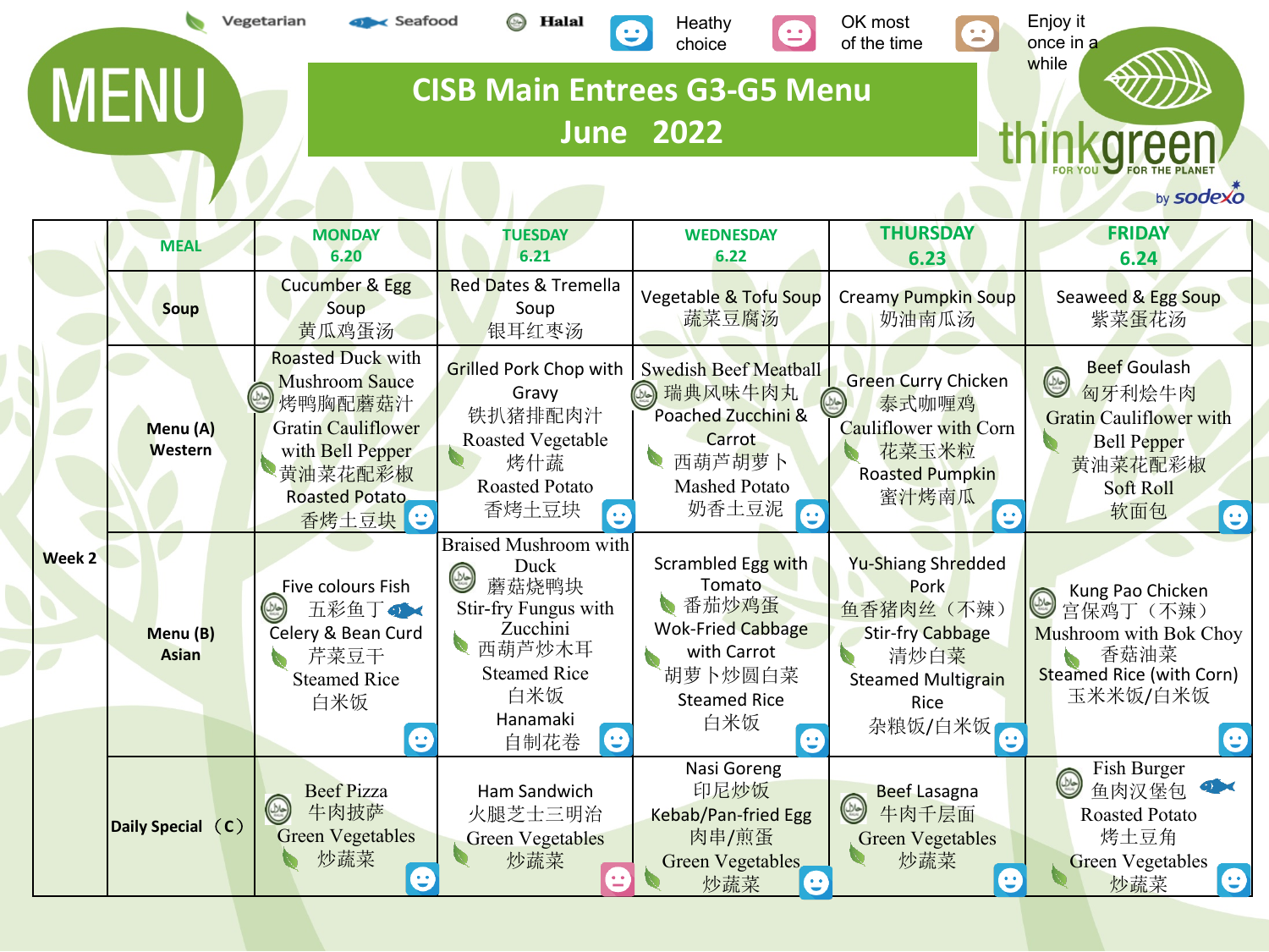Vegetarian | Seafood | Halal | Heathy choice | OK most of the time | Enjoy it once in a while

# MENU

## CISB Main Entrees G3-G5 Menu
## June 2022

thinkgreen FOR YOU FOR THE PLANET by sodexo

| | MEAL | MONDAY 6.20 | TUESDAY 6.21 | WEDNESDAY 6.22 | THURSDAY 6.23 | FRIDAY 6.24 |
|---|---|---|---|---|---|---|
| Week 2 | Soup | Cucumber & Egg Soup 黄瓜鸡蛋汤 | Red Dates & Tremella Soup 银耳红枣汤 | Vegetable & Tofu Soup 蔬菜豆腐汤 | Creamy Pumpkin Soup 奶油南瓜汤 | Seaweed & Egg Soup 紫菜蛋花汤 |
| | Menu (A) Western | Roasted Duck with Mushroom Sauce 烤鸭胸配蘑菇汁 Gratin Cauliflower with Bell Pepper 黄油菜花配彩椒 Roasted Potato 香烤土豆块 | Grilled Pork Chop with Gravy 铁扒猪排配肉汁 Roasted Vegetable 烤什蔬 Roasted Potato 香烤土豆块 | Swedish Beef Meatball 瑞典风味牛肉丸 Poached Zucchini & Carrot 西葫芦胡萝卜 Mashed Potato 奶香土豆泥 | Green Curry Chicken 泰式咖喱鸡 Cauliflower with Corn 花菜玉米粒 Roasted Pumpkin 蜜汁烤南瓜 | Beef Goulash 匈牙利烩牛肉 Gratin Cauliflower with Bell Pepper 黄油菜花配彩椒 Soft Roll 软面包 |
| | Menu (B) Asian | Five colours Fish 五彩鱼丁 Celery & Bean Curd 芹菜豆干 Steamed Rice 白米饭 | Braised Mushroom with Duck 蘑菇烧鸭块 Stir-fry Fungus with Zucchini 西葫芦炒木耳 Steamed Rice 白米饭 Hanamaki 自制花卷 | Scrambled Egg with Tomato 番茄炒鸡蛋 Wok-Fried Cabbage with Carrot 胡萝卜炒圆白菜 Steamed Rice 白米饭 | Yu-Shiang Shredded Pork 鱼香猪肉丝（不辣） Stir-fry Cabbage 清炒白菜 Steamed Multigrain Rice 杂粮饭/白米饭 | Kung Pao Chicken 宫保鸡丁（不辣） Mushroom with Bok Choy 香菇油菜 Steamed Rice (with Corn) 玉米米饭/白米饭 |
| | Daily Special（C） | Beef Pizza 牛肉披萨 Green Vegetables 炒蔬菜 | Ham Sandwich 火腿芝士三明治 Green Vegetables 炒蔬菜 | Nasi Goreng 印尼炒饭 Kebab/Pan-fried Egg 肉串/煎蛋 Green Vegetables 炒蔬菜 | Beef Lasagna 牛肉千层面 Green Vegetables 炒蔬菜 | Fish Burger 鱼肉汉堡包 Roasted Potato 烤土豆角 Green Vegetables 炒蔬菜 |